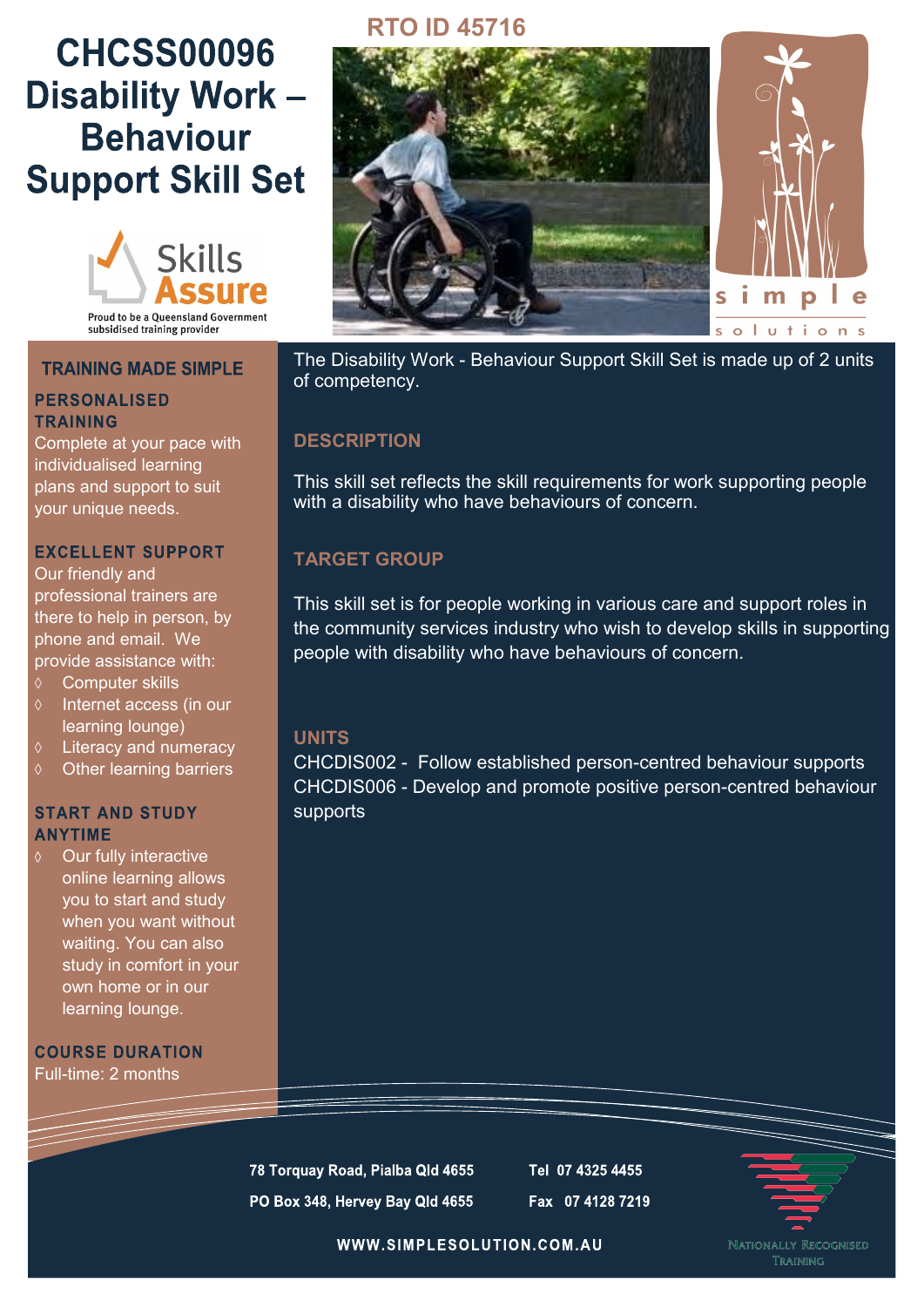# CHCSS00096 Disability Work – Behaviour Support Skill Set

Skills Assure

Proud to be a Queensland Government subsidised training provider

RTO ID 45716

simple solutions

## TRAINING MADE SIMPLE

### PERSONALISED TRAINING

Complete at your pace with individualised learning plans and support to suit your unique needs.

### EXCELLENT SUPPORT

Our friendly and professional trainers are there to help in person, by phone and email. We provide assistance with:

- Computer skills
- Internet access (in our learning lounge)
- Literacy and numeracy
- Other learning barriers

### START AND STUDY ANYTIME

- Our fully interactive online learning allows you to start and study when you want without waiting. You can also study in comfort in your own home or in our learning lounge.

### COURSE DURATION

Full-time: 2 months

The Disability Work - Behaviour Support Skill Set is made up of 2 units of competency.

## DESCRIPTION

This skill set reflects the skill requirements for work supporting people with a disability who have behaviours of concern.

## TARGET GROUP

This skill set is for people working in various care and support roles in the community services industry who wish to develop skills in supporting people with disability who have behaviours of concern.

## UNITS

CHCDIS002 - Follow established person-centred behaviour supports

CHCDIS006 - Develop and promote positive person-centred behaviour supports

78 Torquay Road, Pialba Qld 4655

PO Box 348, Hervey Bay Qld 4655

Tel 07 4325 4455

Fax 07 4128 7219

WWW.SIMPLESOLUTION.COM.AU

Nationally Recognised Training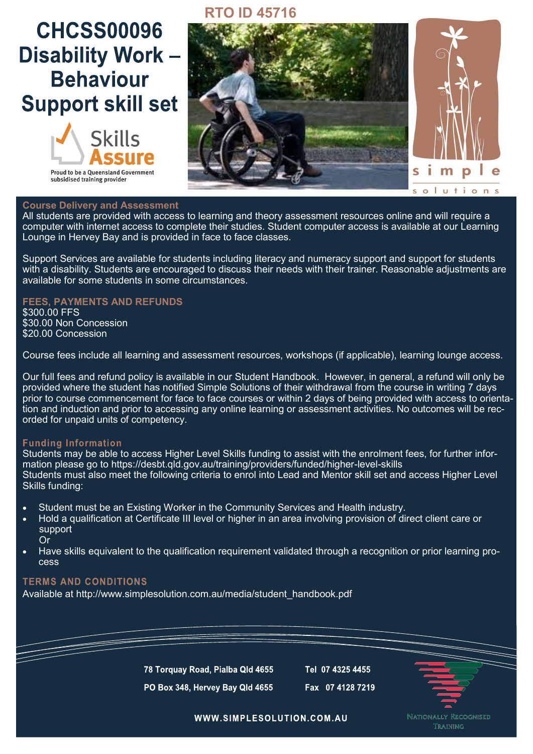RTO ID 45716

# CHCSS00096 Disability Work – Behaviour Support skill set

Skills Assure

Proud to be a Queensland Government subsidised training provider

simple solutions

## Course Delivery and Assessment

All students are provided with access to learning and theory assessment resources online and will require a computer with internet access to complete their studies. Student computer access is available at our Learning Lounge in Hervey Bay and is provided in face to face classes.

Support Services are available for students including literacy and numeracy support and support for students with a disability. Students are encouraged to discuss their needs with their trainer. Reasonable adjustments are available for some students in some circumstances.

## FEES, PAYMENTS AND REFUNDS

$300.00 FFS
$30.00 Non Concession
$20.00 Concession

Course fees include all learning and assessment resources, workshops (if applicable), learning lounge access.

Our full fees and refund policy is available in our Student Handbook. However, in general, a refund will only be provided where the student has notified Simple Solutions of their withdrawal from the course in writing 7 days prior to course commencement for face to face courses or within 2 days of being provided with access to orientation and induction and prior to accessing any online learning or assessment activities. No outcomes will be recorded for unpaid units of competency.

## Funding Information

Students may be able to access Higher Level Skills funding to assist with the enrolment fees, for further information please go to https://desbt.qld.gov.au/training/providers/funded/higher-level-skills
Students must also meet the following criteria to enrol into Lead and Mentor skill set and access Higher Level Skills funding:

- Student must be an Existing Worker in the Community Services and Health industry.
- Hold a qualification at Certificate III level or higher in an area involving provision of direct client care or support
  Or
- Have skills equivalent to the qualification requirement validated through a recognition or prior learning process

## TERMS AND CONDITIONS

Available at http://www.simplesolution.com.au/media/student_handbook.pdf

78 Torquay Road, Pialba Qld 4655
PO Box 348, Hervey Bay Qld 4655

Tel 07 4325 4455
Fax 07 4128 7219

WWW.SIMPLESOLUTION.COM.AU

Nationally Recognised Training